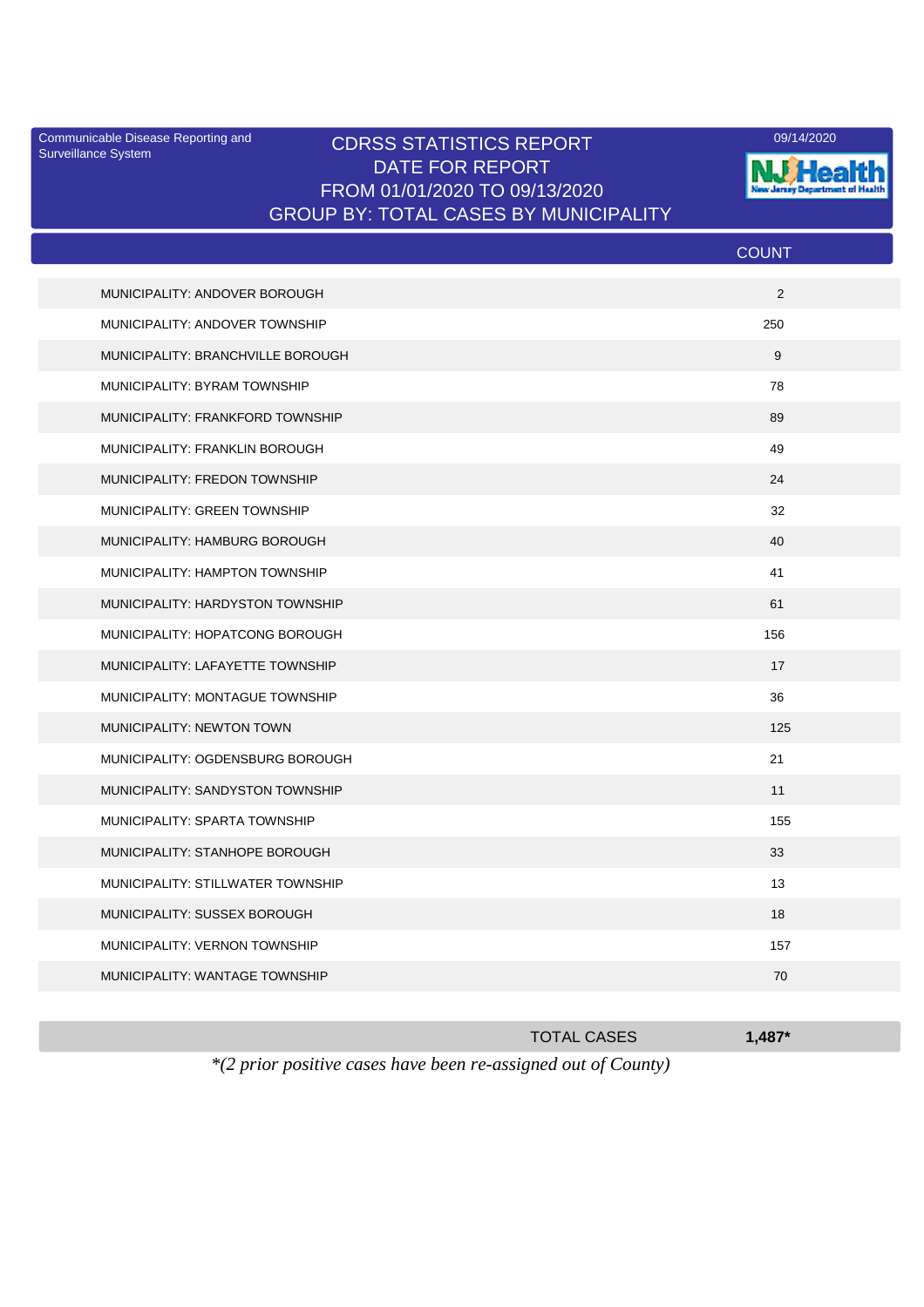Communicable Disease Reporting and Surveillance System

# CDRSS STATISTICS REPORT
## DATE FOR REPORT
## FROM 01/01/2020 TO 09/13/2020
## GROUP BY: TOTAL CASES BY MUNICIPALITY

09/14/2020

| | COUNT |
|---|---|
| MUNICIPALITY: ANDOVER BOROUGH | 2 |
| MUNICIPALITY: ANDOVER TOWNSHIP | 250 |
| MUNICIPALITY: BRANCHVILLE BOROUGH | 9 |
| MUNICIPALITY: BYRAM TOWNSHIP | 78 |
| MUNICIPALITY: FRANKFORD TOWNSHIP | 89 |
| MUNICIPALITY: FRANKLIN BOROUGH | 49 |
| MUNICIPALITY: FREDON TOWNSHIP | 24 |
| MUNICIPALITY: GREEN TOWNSHIP | 32 |
| MUNICIPALITY: HAMBURG BOROUGH | 40 |
| MUNICIPALITY: HAMPTON TOWNSHIP | 41 |
| MUNICIPALITY: HARDYSTON TOWNSHIP | 61 |
| MUNICIPALITY: HOPATCONG BOROUGH | 156 |
| MUNICIPALITY: LAFAYETTE TOWNSHIP | 17 |
| MUNICIPALITY: MONTAGUE TOWNSHIP | 36 |
| MUNICIPALITY: NEWTON TOWN | 125 |
| MUNICIPALITY: OGDENSBURG BOROUGH | 21 |
| MUNICIPALITY: SANDYSTON TOWNSHIP | 11 |
| MUNICIPALITY: SPARTA TOWNSHIP | 155 |
| MUNICIPALITY: STANHOPE BOROUGH | 33 |
| MUNICIPALITY: STILLWATER TOWNSHIP | 13 |
| MUNICIPALITY: SUSSEX BOROUGH | 18 |
| MUNICIPALITY: VERNON TOWNSHIP | 157 |
| MUNICIPALITY: WANTAGE TOWNSHIP | 70 |
| TOTAL CASES | **1,487*** |

*\*(2 prior positive cases have been re-assigned out of County)*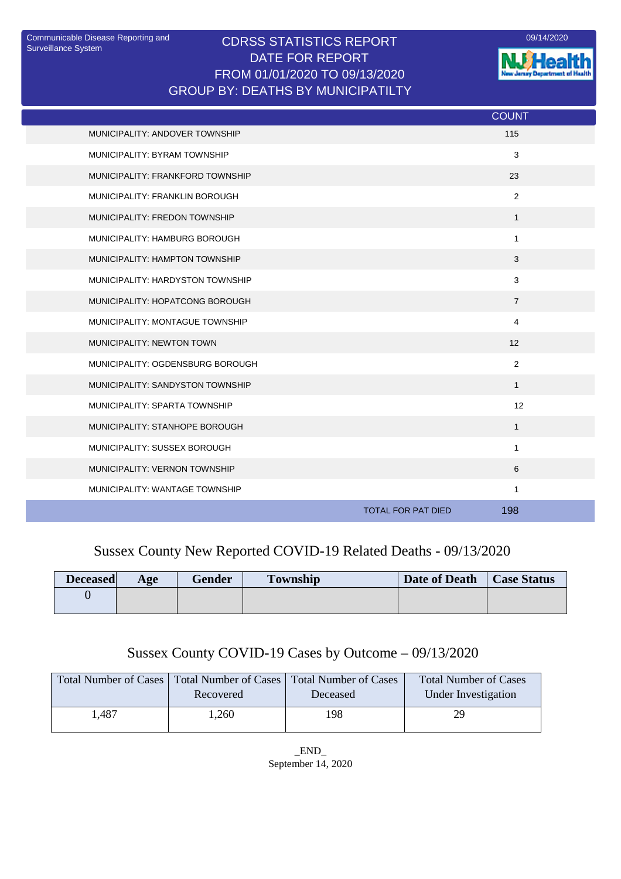Communicable Disease Reporting and Surveillance System

# CDRSS STATISTICS REPORT
## DATE FOR REPORT
## FROM 01/01/2020 TO 09/13/2020
## GROUP BY: DEATHS BY MUNICIPATILTY

09/14/2020

| | COUNT |
|---|---|
| MUNICIPALITY: ANDOVER TOWNSHIP | 115 |
| MUNICIPALITY: BYRAM TOWNSHIP | 3 |
| MUNICIPALITY: FRANKFORD TOWNSHIP | 23 |
| MUNICIPALITY: FRANKLIN BOROUGH | 2 |
| MUNICIPALITY: FREDON TOWNSHIP | 1 |
| MUNICIPALITY: HAMBURG BOROUGH | 1 |
| MUNICIPALITY: HAMPTON TOWNSHIP | 3 |
| MUNICIPALITY: HARDYSTON TOWNSHIP | 3 |
| MUNICIPALITY: HOPATCONG BOROUGH | 7 |
| MUNICIPALITY: MONTAGUE TOWNSHIP | 4 |
| MUNICIPALITY: NEWTON TOWN | 12 |
| MUNICIPALITY: OGDENSBURG BOROUGH | 2 |
| MUNICIPALITY: SANDYSTON TOWNSHIP | 1 |
| MUNICIPALITY: SPARTA TOWNSHIP | 12 |
| MUNICIPALITY: STANHOPE BOROUGH | 1 |
| MUNICIPALITY: SUSSEX BOROUGH | 1 |
| MUNICIPALITY: VERNON TOWNSHIP | 6 |
| MUNICIPALITY: WANTAGE TOWNSHIP | 1 |
| TOTAL FOR PAT DIED | 198 |

## Sussex County New Reported COVID-19 Related Deaths - 09/13/2020

| Deceased | Age | Gender | Township | Date of Death | Case Status |
|---|---|---|---|---|---|
| 0 | | | | | |

## Sussex County COVID-19 Cases by Outcome – 09/13/2020

| Total Number of Cases | Total Number of Cases Recovered | Total Number of Cases Deceased | Total Number of Cases Under Investigation |
|---|---|---|---|
| 1,487 | 1,260 | 198 | 29 |

_END_
September 14, 2020